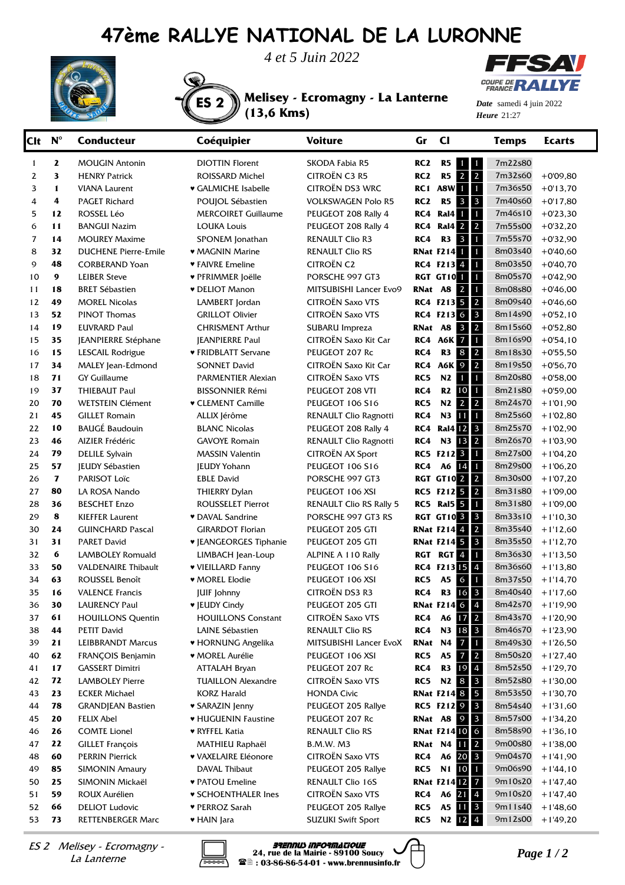# 47ème RALLYE NATIONAL DE LA LURONNE

*4 et 5 Juin 2022*

## ES 2 Melisey - Ecromagny - La Lanterne (13,6 Kms)

**FFSA COUPE DE FRANCE RALLYE**

*Date* samedi 4 juin 2022
*Heure* 21:27

| Clt | N° | Conducteur | Coéquipier | Voiture | Gr | Cl | | | Temps | Ecarts |
|---|---|---|---|---|---|---|---|---|---|---|
| 1 | 2 | MOUGIN Antonin | DIOTTIN Florent | SKODA Fabia R5 | RC2 | R5 | 1 | 1 | 7m22s80 | |
| 2 | 3 | HENRY Patrick | ROISSARD Michel | CITROËN C3 R5 | RC2 | R5 | 2 | 2 | 7m32s60 | +0'09,80 |
| 3 | 1 | VIANA Laurent | ♥ GALMICHE Isabelle | CITROËN DS3 WRC | RC1 | A8W | 1 | 1 | 7m36s50 | +0'13,70 |
| 4 | 4 | PAGET Richard | POUJOL Sébastien | VOLKSWAGEN Polo R5 | RC2 | R5 | 3 | 3 | 7m40s60 | +0'17,80 |
| 5 | 12 | ROSSEL Léo | MERCOIRET Guillaume | PEUGEOT 208 Rally 4 | RC4 | Ral4 | 1 | 1 | 7m46s10 | +0'23,30 |
| 6 | 11 | BANGUI Nazim | LOUKA Louis | PEUGEOT 208 Rally 4 | RC4 | Ral4 | 2 | 2 | 7m55s00 | +0'32,20 |
| 7 | 14 | MOUREY Maxime | SPONEM Jonathan | RENAULT Clio R3 | RC4 | R3 | 3 | 1 | 7m55s70 | +0'32,90 |
| 8 | 32 | DUCHENE Pierre-Emile | ♥ MAGNIN Marine | RENAULT Clio RS | RNat | F214 | 1 | 1 | 8m03s40 | +0'40,60 |
| 9 | 48 | CORBERAND Yoan | ♥ FAIVRE Emeline | CITROËN C2 | RC4 | F213 | 4 | 1 | 8m03s50 | +0'40,70 |
| 10 | 9 | LEIBER Steve | ♥ PFRIMMER Joëlle | PORSCHE 997 GT3 | RGT | GT10 | 1 | 1 | 8m05s70 | +0'42,90 |
| 11 | 18 | BRET Sébastien | ♥ DELIOT Manon | MITSUBISHI Lancer Evo9 | RNat | A8 | 2 | 1 | 8m08s80 | +0'46,00 |
| 12 | 49 | MOREL Nicolas | LAMBERT Jordan | CITROËN Saxo VTS | RC4 | F213 | 5 | 2 | 8m09s40 | +0'46,60 |
| 13 | 52 | PINOT Thomas | GRILLOT Olivier | CITROËN Saxo VTS | RC4 | F213 | 6 | 3 | 8m14s90 | +0'52,10 |
| 14 | 19 | EUVRARD Paul | CHRISMENT Arthur | SUBARU Impreza | RNat | A8 | 3 | 2 | 8m15s60 | +0'52,80 |
| 15 | 35 | JEANPIERRE Stéphane | JEANPIERRE Paul | CITROËN Saxo Kit Car | RC4 | A6K | 7 | 1 | 8m16s90 | +0'54,10 |
| 16 | 15 | LESCAIL Rodrigue | ♥ FRIDBLATT Servane | PEUGEOT 207 Rc | RC4 | R3 | 8 | 2 | 8m18s30 | +0'55,50 |
| 17 | 34 | MALEY Jean-Edmond | SONNET David | CITROËN Saxo Kit Car | RC4 | A6K | 9 | 2 | 8m19s50 | +0'56,70 |
| 18 | 71 | GY Guillaume | PARMENTIER Alexian | CITROËN Saxo VTS | RC5 | N2 | 1 | 1 | 8m20s80 | +0'58,00 |
| 19 | 37 | THIEBAUT Paul | BISSONNIER Rémi | PEUGEOT 208 VTI | RC4 | R2 | 10 | 1 | 8m21s80 | +0'59,00 |
| 20 | 70 | WETSTEIN Clément | ♥ CLEMENT Camille | PEUGEOT 106 S16 | RC5 | N2 | 2 | 2 | 8m24s70 | +1'01,90 |
| 21 | 45 | GILLET Romain | ALLIX Jérôme | RENAULT Clio Ragnotti | RC4 | N3 | 11 | 1 | 8m25s60 | +1'02,80 |
| 22 | 10 | BAUGÉ Baudouin | BLANC Nicolas | PEUGEOT 208 Rally 4 | RC4 | Ral4 | 12 | 3 | 8m25s70 | +1'02,90 |
| 23 | 46 | AIZIER Frédéric | GAVOYE Romain | RENAULT Clio Ragnotti | RC4 | N3 | 13 | 2 | 8m26s70 | +1'03,90 |
| 24 | 79 | DELILE Sylvain | MASSIN Valentin | CITROËN AX Sport | RC5 | F212 | 3 | 1 | 8m27s00 | +1'04,20 |
| 25 | 57 | JEUDY Sébastien | JEUDY Yohann | PEUGEOT 106 S16 | RC4 | A6 | 14 | 1 | 8m29s00 | +1'06,20 |
| 26 | 7 | PARISOT Loïc | EBLE David | PORSCHE 997 GT3 | RGT | GT10 | 2 | 2 | 8m30s00 | +1'07,20 |
| 27 | 80 | LA ROSA Nando | THIERRY Dylan | PEUGEOT 106 XSI | RC5 | F212 | 5 | 2 | 8m31s80 | +1'09,00 |
| 28 | 36 | BESCHET Enzo | ROUSSELET Pierrot | RENAULT Clio RS Rally 5 | RC5 | Ral5 | 5 | 1 | 8m31s80 | +1'09,00 |
| 29 | 8 | KIEFFER Laurent | ♥ DAVAL Sandrine | PORSCHE 997 GT3 RS | RGT | GT10 | 3 | 3 | 8m33s10 | +1'10,30 |
| 30 | 24 | GUINCHARD Pascal | GIRARDOT Florian | PEUGEOT 205 GTI | RNat | F214 | 4 | 2 | 8m35s40 | +1'12,60 |
| 31 | 31 | PARET David | ♥ JEANGEORGES Tiphanie | PEUGEOT 205 GTI | RNat | F214 | 5 | 3 | 8m35s50 | +1'12,70 |
| 32 | 6 | LAMBOLEY Romuald | LIMBACH Jean-Loup | ALPINE A 110 Rally | RGT | RGT | 4 | 1 | 8m36s30 | +1'13,50 |
| 33 | 50 | VALDENAIRE Thibault | ♥ VIEILLARD Fanny | PEUGEOT 106 S16 | RC4 | F213 | 15 | 4 | 8m36s60 | +1'13,80 |
| 34 | 63 | ROUSSEL Benoît | ♥ MOREL Elodie | PEUGEOT 106 XSI | RC5 | A5 | 6 | 1 | 8m37s50 | +1'14,70 |
| 35 | 16 | VALENCE Francis | JUIF Johnny | CITROËN DS3 R3 | RC4 | R3 | 16 | 3 | 8m40s40 | +1'17,60 |
| 36 | 30 | LAURENCY Paul | ♥ JEUDY Cindy | PEUGEOT 205 GTI | RNat | F214 | 6 | 4 | 8m42s70 | +1'19,90 |
| 37 | 61 | HOUILLONS Quentin | HOUILLONS Constant | CITROËN Saxo VTS | RC4 | A6 | 17 | 2 | 8m43s70 | +1'20,90 |
| 38 | 44 | PETIT David | LAINE Sébastien | RENAULT Clio RS | RC4 | N3 | 18 | 3 | 8m46s70 | +1'23,90 |
| 39 | 21 | LEIBBRANDT Marcus | ♥ HORNUNG Angelika | MITSUBISHI Lancer EvoX | RNat | N4 | 7 | 1 | 8m49s30 | +1'26,50 |
| 40 | 62 | FRANÇOIS Benjamin | ♥ MOREL Aurélie | PEUGEOT 106 XSI | RC5 | A5 | 7 | 2 | 8m50s20 | +1'27,40 |
| 41 | 17 | GASSERT Dimitri | ATTALAH Bryan | PEUGEOT 207 Rc | RC4 | R3 | 19 | 4 | 8m52s50 | +1'29,70 |
| 42 | 72 | LAMBOLEY Pierre | TUAILLON Alexandre | CITROËN Saxo VTS | RC5 | N2 | 8 | 3 | 8m52s80 | +1'30,00 |
| 43 | 23 | ECKER Michael | KORZ Harald | HONDA Civic | RNat | F214 | 8 | 5 | 8m53s50 | +1'30,70 |
| 44 | 78 | GRANDJEAN Bastien | ♥ SARAZIN Jenny | PEUGEOT 205 Rallye | RC5 | F212 | 9 | 3 | 8m54s40 | +1'31,60 |
| 45 | 20 | FELIX Abel | ♥ HUGUENIN Faustine | PEUGEOT 207 Rc | RNat | A8 | 9 | 3 | 8m57s00 | +1'34,20 |
| 46 | 26 | COMTE Lionel | ♥ RYFFEL Katia | RENAULT Clio RS | RNat | F214 | 10 | 6 | 8m58s90 | +1'36,10 |
| 47 | 22 | GILLET François | MATHIEU Raphaël | B.M.W. M3 | RNat | N4 | 11 | 2 | 9m00s80 | +1'38,00 |
| 48 | 60 | PERRIN Pierrick | ♥ VAXELAIRE Eléonore | CITROËN Saxo VTS | RC4 | A6 | 20 | 3 | 9m04s70 | +1'41,90 |
| 49 | 85 | SIMONIN Amaury | DAVAL Thibaut | PEUGEOT 205 Rallye | RC5 | N1 | 10 | 1 | 9m06s90 | +1'44,10 |
| 50 | 25 | SIMONIN Mickaël | ♥ PATOU Emeline | RENAULT Clio 16S | RNat | F214 | 12 | 7 | 9m10s20 | +1'47,40 |
| 51 | 59 | ROUX Aurélien | ♥ SCHOENTHALER Ines | CITROËN Saxo VTS | RC4 | A6 | 21 | 4 | 9m10s20 | +1'47,40 |
| 52 | 66 | DELIOT Ludovic | ♥ PERROZ Sarah | PEUGEOT 205 Rallye | RC5 | A5 | 11 | 3 | 9m11s40 | +1'48,60 |
| 53 | 73 | RETTENBERGER Marc | ♥ HAIN Jara | SUZUKI Swift Sport | RC5 | N2 | 12 | 4 | 9m12s00 | +1'49,20 |

*ES 2 Melisey - Ecromagny - La Lanterne*

BRENNUS INFORMATIQUE
24, rue de la Mairie - 89100 Soucy
: 03-86-86-54-01 - www.brennusinfo.fr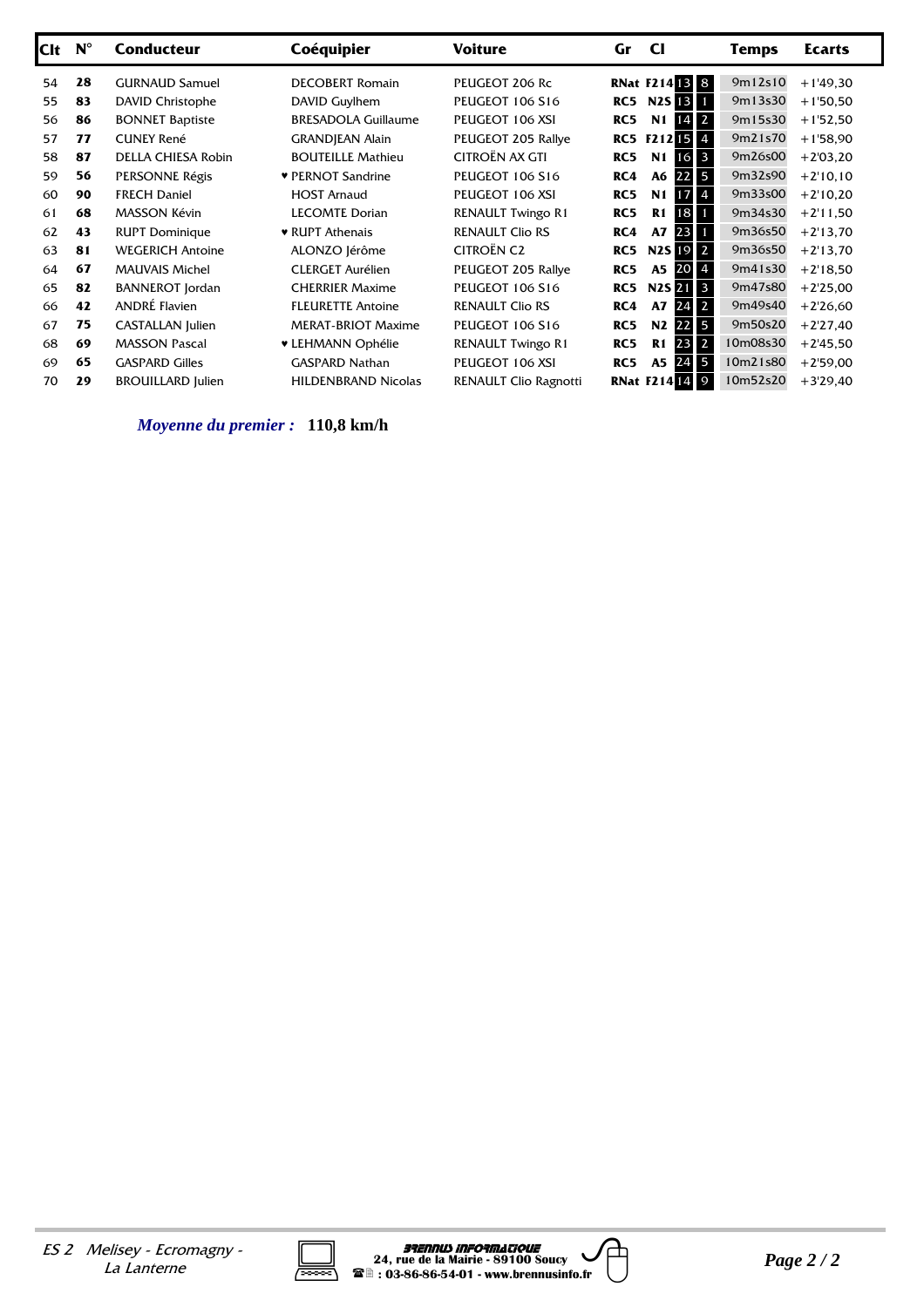| Clt | N° | Conducteur | Coéquipier | Voiture | Gr | Cl | | | Temps | Ecarts |
|---|---|---|---|---|---|---|---|---|---|---|
| 54 | **28** | GURNAUD Samuel | DECOBERT Romain | PEUGEOT 206 Rc | **RNat** | **F214** | 13 | 8 | 9m12s10 | +1'49,30 |
| 55 | **83** | DAVID Christophe | DAVID Guylhem | PEUGEOT 106 S16 | **RC5** | **N2S** | 13 | 1 | 9m13s30 | +1'50,50 |
| 56 | **86** | BONNET Baptiste | BRESADOLA Guillaume | PEUGEOT 106 XSI | **RC5** | **N1** | 14 | 2 | 9m15s30 | +1'52,50 |
| 57 | **77** | CUNEY René | GRANDJEAN Alain | PEUGEOT 205 Rallye | **RC5** | **F212** | 15 | 4 | 9m21s70 | +1'58,90 |
| 58 | **87** | DELLA CHIESA Robin | BOUTEILLE Mathieu | CITROËN AX GTI | **RC5** | **N1** | 16 | 3 | 9m26s00 | +2'03,20 |
| 59 | **56** | PERSONNE Régis | ♥ PERNOT Sandrine | PEUGEOT 106 S16 | **RC4** | **A6** | 22 | 5 | 9m32s90 | +2'10,10 |
| 60 | **90** | FRECH Daniel | HOST Arnaud | PEUGEOT 106 XSI | **RC5** | **N1** | 17 | 4 | 9m33s00 | +2'10,20 |
| 61 | **68** | MASSON Kévin | LECOMTE Dorian | RENAULT Twingo R1 | **RC5** | **R1** | 18 | 1 | 9m34s30 | +2'11,50 |
| 62 | **43** | RUPT Dominique | ♥ RUPT Athenais | RENAULT Clio RS | **RC4** | **A7** | 23 | 1 | 9m36s50 | +2'13,70 |
| 63 | **81** | WEGERICH Antoine | ALONZO Jérôme | CITROËN C2 | **RC5** | **N2S** | 19 | 2 | 9m36s50 | +2'13,70 |
| 64 | **67** | MAUVAIS Michel | CLERGET Aurélien | PEUGEOT 205 Rallye | **RC5** | **A5** | 20 | 4 | 9m41s30 | +2'18,50 |
| 65 | **82** | BANNEROT Jordan | CHERRIER Maxime | PEUGEOT 106 S16 | **RC5** | **N2S** | 21 | 3 | 9m47s80 | +2'25,00 |
| 66 | **42** | ANDRÉ Flavien | FLEURETTE Antoine | RENAULT Clio RS | **RC4** | **A7** | 24 | 2 | 9m49s40 | +2'26,60 |
| 67 | **75** | CASTALLAN Julien | MERAT-BRIOT Maxime | PEUGEOT 106 S16 | **RC5** | **N2** | 22 | 5 | 9m50s20 | +2'27,40 |
| 68 | **69** | MASSON Pascal | ♥ LEHMANN Ophélie | RENAULT Twingo R1 | **RC5** | **R1** | 23 | 2 | 10m08s30 | +2'45,50 |
| 69 | **65** | GASPARD Gilles | GASPARD Nathan | PEUGEOT 106 XSI | **RC5** | **A5** | 24 | 5 | 10m21s80 | +2'59,00 |
| 70 | **29** | BROUILLARD Julien | HILDENBRAND Nicolas | RENAULT Clio Ragnotti | **RNat** | **F214** | 14 | 9 | 10m52s20 | +3'29,40 |

***Moyenne du premier :*** **110,8 km/h**

*ES 2 Melisey - Ecromagny - La Lanterne*

BRENNUS INFORMATIQUE
24, rue de la Mairie - 89100 Soucy
: 03-86-86-54-01 - www.brennusinfo.fr